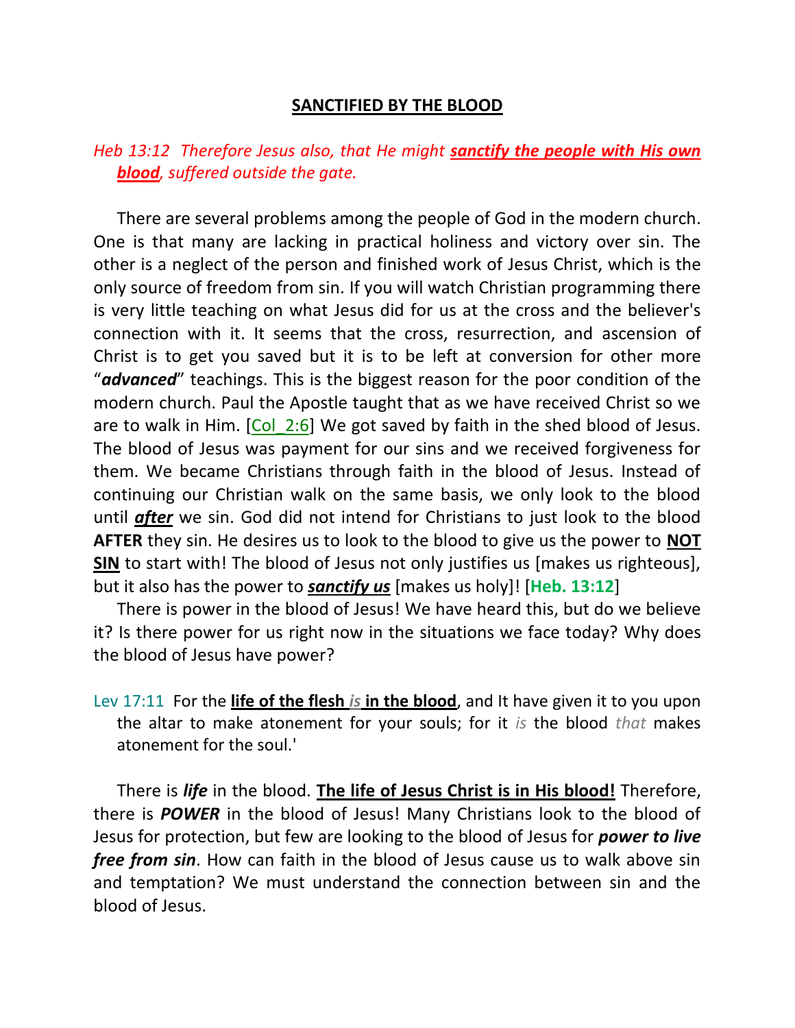## SANCTIFIED BY THE BLOOD

*Heb 13:12  Therefore Jesus also, that He might* ***sanctify the people with His own blood****, suffered outside the gate.*

There are several problems among the people of God in the modern church. One is that many are lacking in practical holiness and victory over sin. The other is a neglect of the person and finished work of Jesus Christ, which is the only source of freedom from sin. If you will watch Christian programming there is very little teaching on what Jesus did for us at the cross and the believer's connection with it. It seems that the cross, resurrection, and ascension of Christ is to get you saved but it is to be left at conversion for other more "***advanced***" teachings. This is the biggest reason for the poor condition of the modern church. Paul the Apostle taught that as we have received Christ so we are to walk in Him. [Col_2:6] We got saved by faith in the shed blood of Jesus. The blood of Jesus was payment for our sins and we received forgiveness for them. We became Christians through faith in the blood of Jesus. Instead of continuing our Christian walk on the same basis, we only look to the blood until ***after*** we sin. God did not intend for Christians to just look to the blood **AFTER** they sin. He desires us to look to the blood to give us the power to **NOT SIN** to start with! The blood of Jesus not only justifies us [makes us righteous], but it also has the power to ***sanctify us*** [makes us holy]! [**Heb. 13:12**]

There is power in the blood of Jesus! We have heard this, but do we believe it? Is there power for us right now in the situations we face today? Why does the blood of Jesus have power?

Lev 17:11  For the **life of the flesh *is* in the blood**, and It have given it to you upon the altar to make atonement for your souls; for it *is* the blood *that* makes atonement for the soul.'

There is ***life*** in the blood. **The life of Jesus Christ is in His blood!** Therefore, there is ***POWER*** in the blood of Jesus! Many Christians look to the blood of Jesus for protection, but few are looking to the blood of Jesus for ***power to live free from sin***. How can faith in the blood of Jesus cause us to walk above sin and temptation? We must understand the connection between sin and the blood of Jesus.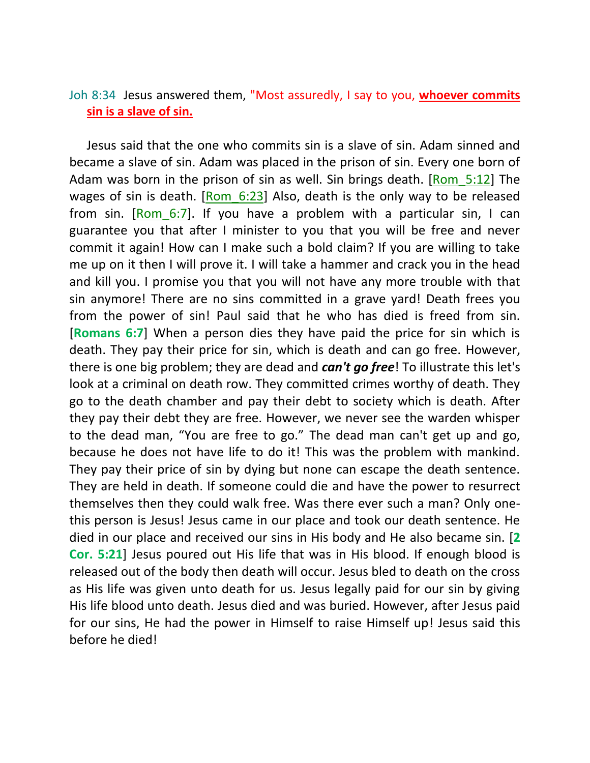Joh 8:34 Jesus answered them, "Most assuredly, I say to you, **whoever commits sin is a slave of sin.**

Jesus said that the one who commits sin is a slave of sin. Adam sinned and became a slave of sin. Adam was placed in the prison of sin. Every one born of Adam was born in the prison of sin as well. Sin brings death. [Rom_5:12] The wages of sin is death. [Rom_6:23] Also, death is the only way to be released from sin. [Rom_6:7]. If you have a problem with a particular sin, I can guarantee you that after I minister to you that you will be free and never commit it again! How can I make such a bold claim? If you are willing to take me up on it then I will prove it. I will take a hammer and crack you in the head and kill you. I promise you that you will not have any more trouble with that sin anymore! There are no sins committed in a grave yard! Death frees you from the power of sin! Paul said that he who has died is freed from sin. [**Romans 6:7**] When a person dies they have paid the price for sin which is death. They pay their price for sin, which is death and can go free. However, there is one big problem; they are dead and ***can't go free***! To illustrate this let's look at a criminal on death row. They committed crimes worthy of death. They go to the death chamber and pay their debt to society which is death. After they pay their debt they are free. However, we never see the warden whisper to the dead man, "You are free to go." The dead man can't get up and go, because he does not have life to do it! This was the problem with mankind. They pay their price of sin by dying but none can escape the death sentence. They are held in death. If someone could die and have the power to resurrect themselves then they could walk free. Was there ever such a man? Only one-this person is Jesus! Jesus came in our place and took our death sentence. He died in our place and received our sins in His body and He also became sin. [**2 Cor. 5:21**] Jesus poured out His life that was in His blood. If enough blood is released out of the body then death will occur. Jesus bled to death on the cross as His life was given unto death for us. Jesus legally paid for our sin by giving His life blood unto death. Jesus died and was buried. However, after Jesus paid for our sins, He had the power in Himself to raise Himself up! Jesus said this before he died!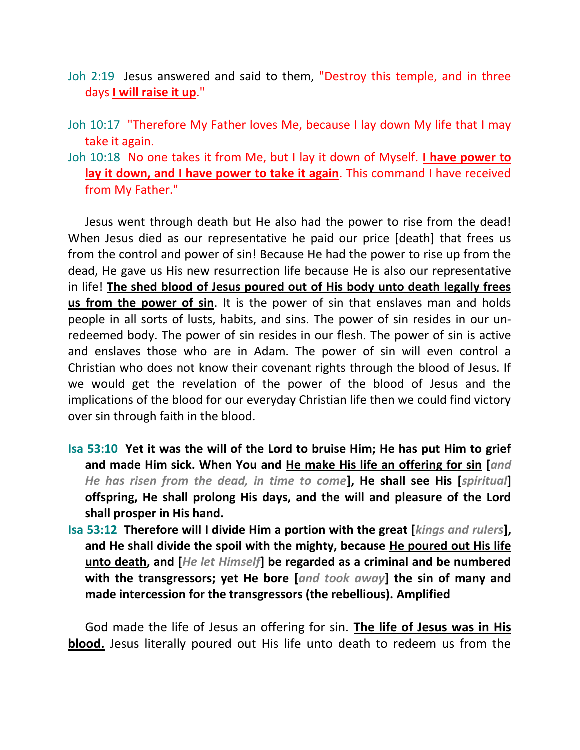Joh 2:19 Jesus answered and said to them, "Destroy this temple, and in three days **I will raise it up**."

Joh 10:17 "Therefore My Father loves Me, because I lay down My life that I may take it again.

Joh 10:18 No one takes it from Me, but I lay it down of Myself. **I have power to lay it down, and I have power to take it again**. This command I have received from My Father."

Jesus went through death but He also had the power to rise from the dead! When Jesus died as our representative he paid our price [death] that frees us from the control and power of sin! Because He had the power to rise up from the dead, He gave us His new resurrection life because He is also our representative in life! **The shed blood of Jesus poured out of His body unto death legally frees us from the power of sin**. It is the power of sin that enslaves man and holds people in all sorts of lusts, habits, and sins. The power of sin resides in our un-redeemed body. The power of sin resides in our flesh. The power of sin is active and enslaves those who are in Adam. The power of sin will even control a Christian who does not know their covenant rights through the blood of Jesus. If we would get the revelation of the power of the blood of Jesus and the implications of the blood for our everyday Christian life then we could find victory over sin through faith in the blood.

**Isa 53:10 Yet it was the will of the Lord to bruise Him; He has put Him to grief and made Him sick. When You and He make His life an offering for sin [*and He has risen from the dead, in time to come*], He shall see His [*spiritual*] offspring, He shall prolong His days, and the will and pleasure of the Lord shall prosper in His hand.**

**Isa 53:12 Therefore will I divide Him a portion with the great [*kings and rulers*], and He shall divide the spoil with the mighty, because He poured out His life unto death, and [*He let Himself*] be regarded as a criminal and be numbered with the transgressors; yet He bore [*and took away*] the sin of many and made intercession for the transgressors (the rebellious). Amplified**

God made the life of Jesus an offering for sin. **The life of Jesus was in His blood.** Jesus literally poured out His life unto death to redeem us from the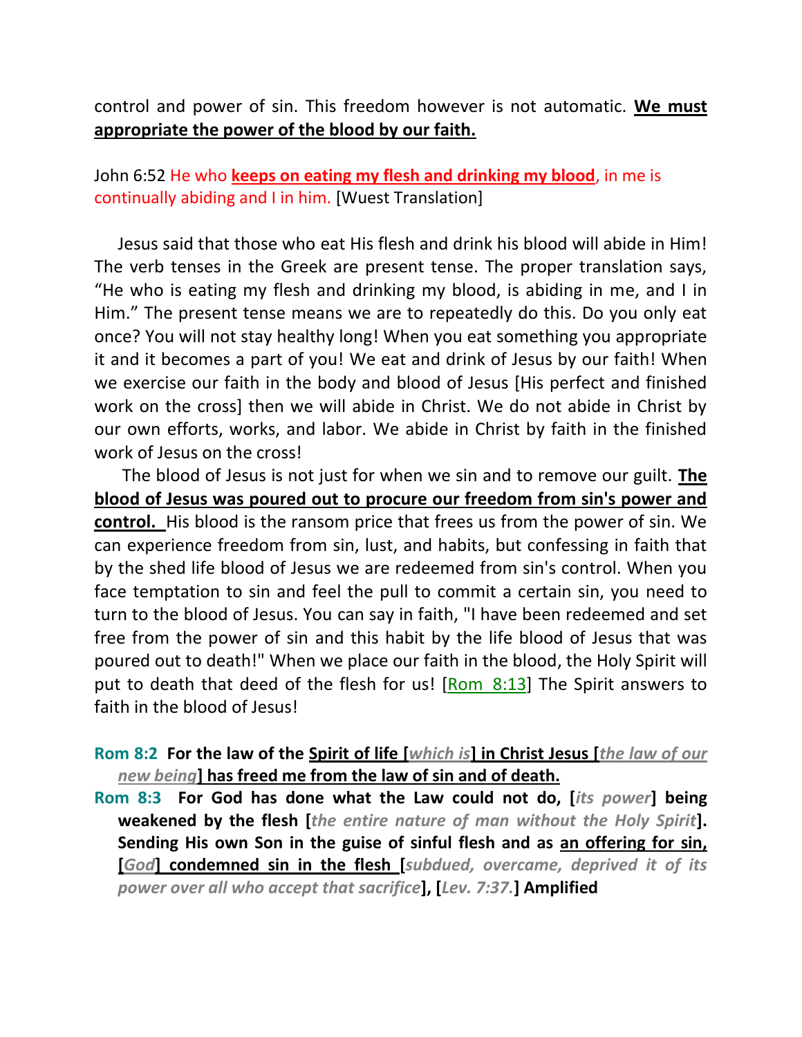control and power of sin. This freedom however is not automatic. **We must appropriate the power of the blood by our faith.**

John 6:52 He who **keeps on eating my flesh and drinking my blood**, in me is continually abiding and I in him. [Wuest Translation]

Jesus said that those who eat His flesh and drink his blood will abide in Him! The verb tenses in the Greek are present tense. The proper translation says, "He who is eating my flesh and drinking my blood, is abiding in me, and I in Him." The present tense means we are to repeatedly do this. Do you only eat once? You will not stay healthy long! When you eat something you appropriate it and it becomes a part of you! We eat and drink of Jesus by our faith! When we exercise our faith in the body and blood of Jesus [His perfect and finished work on the cross] then we will abide in Christ. We do not abide in Christ by our own efforts, works, and labor. We abide in Christ by faith in the finished work of Jesus on the cross!

The blood of Jesus is not just for when we sin and to remove our guilt. **The blood of Jesus was poured out to procure our freedom from sin's power and control.** His blood is the ransom price that frees us from the power of sin. We can experience freedom from sin, lust, and habits, but confessing in faith that by the shed life blood of Jesus we are redeemed from sin's control. When you face temptation to sin and feel the pull to commit a certain sin, you need to turn to the blood of Jesus. You can say in faith, "I have been redeemed and set free from the power of sin and this habit by the life blood of Jesus that was poured out to death!" When we place our faith in the blood, the Holy Spirit will put to death that deed of the flesh for us! [Rom 8:13] The Spirit answers to faith in the blood of Jesus!

**Rom 8:2 For the law of the Spirit of life [*which is*] in Christ Jesus [*the law of our new being*] has freed me from the law of sin and of death.**

**Rom 8:3 For God has done what the Law could not do, [*its power*] being weakened by the flesh [*the entire nature of man without the Holy Spirit*]. Sending His own Son in the guise of sinful flesh and as an offering for sin, [*God*] condemned sin in the flesh [*subdued, overcame, deprived it of its power over all who accept that sacrifice*], [*Lev. 7:37.*] Amplified**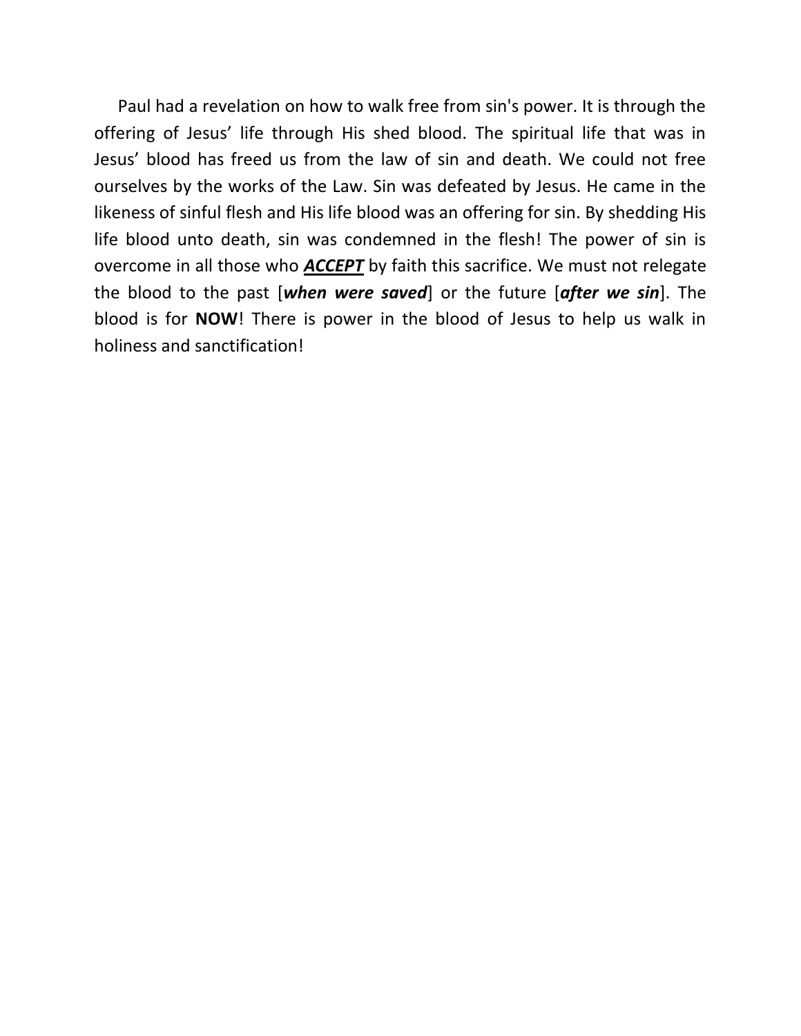Paul had a revelation on how to walk free from sin's power. It is through the offering of Jesus' life through His shed blood. The spiritual life that was in Jesus' blood has freed us from the law of sin and death. We could not free ourselves by the works of the Law. Sin was defeated by Jesus. He came in the likeness of sinful flesh and His life blood was an offering for sin. By shedding His life blood unto death, sin was condemned in the flesh! The power of sin is overcome in all those who <u>***ACCEPT***</u> by faith this sacrifice. We must not relegate the blood to the past [***when were saved***] or the future [***after we sin***]. The blood is for **NOW**! There is power in the blood of Jesus to help us walk in holiness and sanctification!